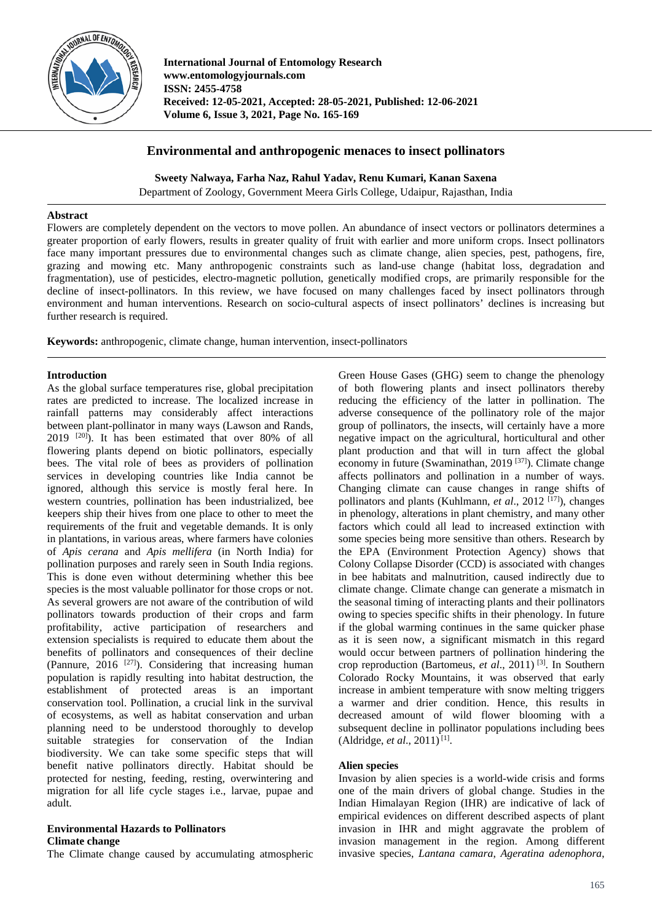International Journal of Entomology Research
www.entomologyjournals.com
ISSN: 2455-4758
Received: 12-05-2021, Accepted: 28-05-2021, Published: 12-06-2021
Volume 6, Issue 3, 2021, Page No. 165-169

# Environmental and anthropogenic menaces to insect pollinators

**Sweety Nalwaya, Farha Naz, Rahul Yadav, Renu Kumari, Kanan Saxena**

Department of Zoology, Government Meera Girls College, Udaipur, Rajasthan, India

## Abstract

Flowers are completely dependent on the vectors to move pollen. An abundance of insect vectors or pollinators determines a greater proportion of early flowers, results in greater quality of fruit with earlier and more uniform crops. Insect pollinators face many important pressures due to environmental changes such as climate change, alien species, pest, pathogens, fire, grazing and mowing etc. Many anthropogenic constraints such as land-use change (habitat loss, degradation and fragmentation), use of pesticides, electro-magnetic pollution, genetically modified crops, are primarily responsible for the decline of insect-pollinators. In this review, we have focused on many challenges faced by insect pollinators through environment and human interventions. Research on socio-cultural aspects of insect pollinators' declines is increasing but further research is required.

**Keywords:** anthropogenic, climate change, human intervention, insect-pollinators

## Introduction

As the global surface temperatures rise, global precipitation rates are predicted to increase. The localized increase in rainfall patterns may considerably affect interactions between plant-pollinator in many ways (Lawson and Rands, 2019 [20]). It has been estimated that over 80% of all flowering plants depend on biotic pollinators, especially bees. The vital role of bees as providers of pollination services in developing countries like India cannot be ignored, although this service is mostly feral here. In western countries, pollination has been industrialized, bee keepers ship their hives from one place to other to meet the requirements of the fruit and vegetable demands. It is only in plantations, in various areas, where farmers have colonies of *Apis cerana* and *Apis mellifera* (in North India) for pollination purposes and rarely seen in South India regions. This is done even without determining whether this bee species is the most valuable pollinator for those crops or not. As several growers are not aware of the contribution of wild pollinators towards production of their crops and farm profitability, active participation of researchers and extension specialists is required to educate them about the benefits of pollinators and consequences of their decline (Pannure, 2016 [27]). Considering that increasing human population is rapidly resulting into habitat destruction, the establishment of protected areas is an important conservation tool. Pollination, a crucial link in the survival of ecosystems, as well as habitat conservation and urban planning need to be understood thoroughly to develop suitable strategies for conservation of the Indian biodiversity. We can take some specific steps that will benefit native pollinators directly. Habitat should be protected for nesting, feeding, resting, overwintering and migration for all life cycle stages i.e., larvae, pupae and adult.

## Environmental Hazards to Pollinators

### Climate change

The Climate change caused by accumulating atmospheric Green House Gases (GHG) seem to change the phenology of both flowering plants and insect pollinators thereby reducing the efficiency of the latter in pollination. The adverse consequence of the pollinatory role of the major group of pollinators, the insects, will certainly have a more negative impact on the agricultural, horticultural and other plant production and that will in turn affect the global economy in future (Swaminathan, 2019 [37]). Climate change affects pollinators and pollination in a number of ways. Changing climate can cause changes in range shifts of pollinators and plants (Kuhlmann, *et al*., 2012 [17]), changes in phenology, alterations in plant chemistry, and many other factors which could all lead to increased extinction with some species being more sensitive than others. Research by the EPA (Environment Protection Agency) shows that Colony Collapse Disorder (CCD) is associated with changes in bee habitats and malnutrition, caused indirectly due to climate change. Climate change can generate a mismatch in the seasonal timing of interacting plants and their pollinators owing to species specific shifts in their phenology. In future if the global warming continues in the same quicker phase as it is seen now, a significant mismatch in this regard would occur between partners of pollination hindering the crop reproduction (Bartomeus, *et al*., 2011) [3]. In Southern Colorado Rocky Mountains, it was observed that early increase in ambient temperature with snow melting triggers a warmer and drier condition. Hence, this results in decreased amount of wild flower blooming with a subsequent decline in pollinator populations including bees (Aldridge, *et al*., 2011) [1].

### Alien species

Invasion by alien species is a world-wide crisis and forms one of the main drivers of global change. Studies in the Indian Himalayan Region (IHR) are indicative of lack of empirical evidences on different described aspects of plant invasion in IHR and might aggravate the problem of invasion management in the region. Among different invasive species, *Lantana camara*, *Ageratina adenophora*,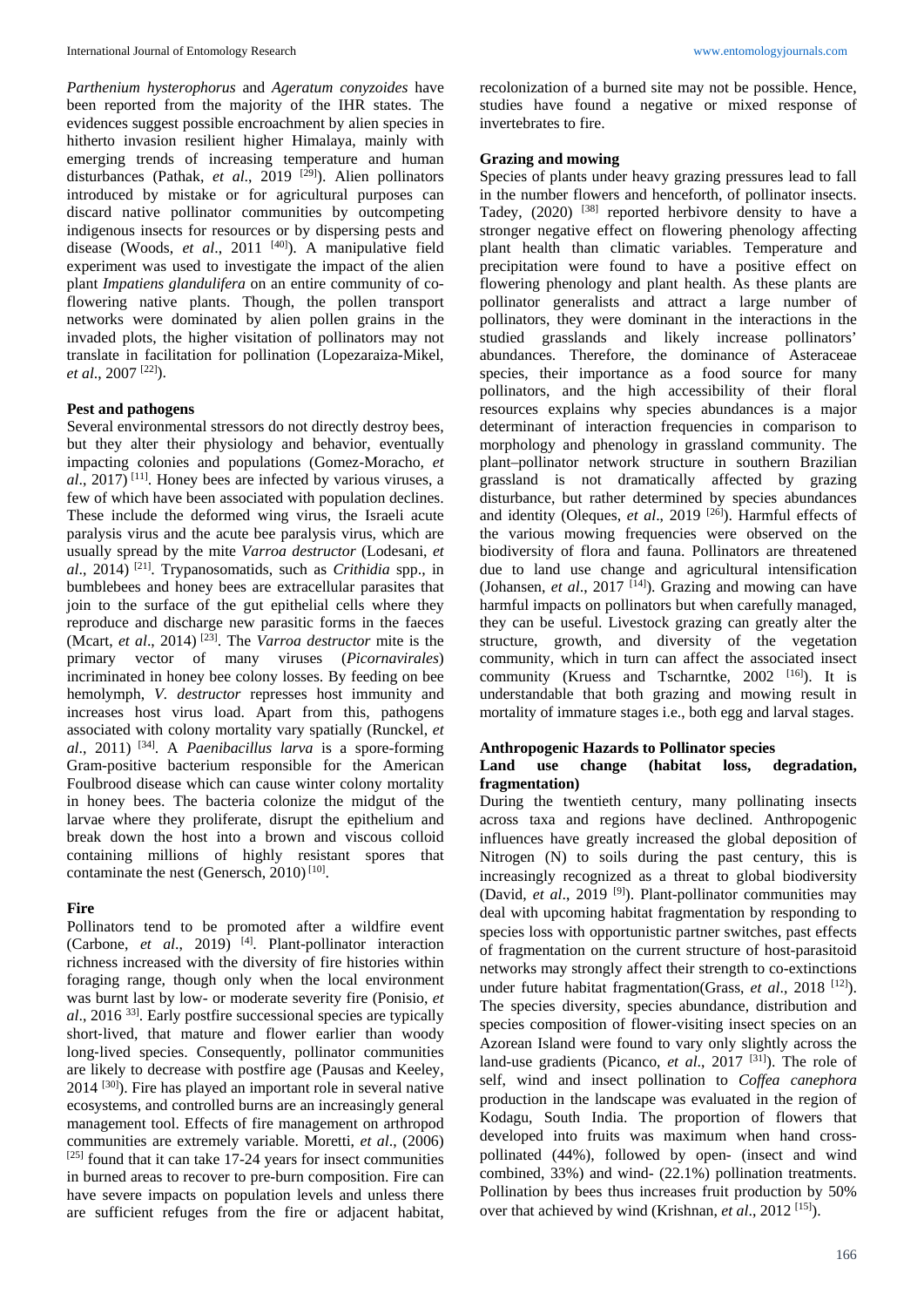*Parthenium hysterophorus* and *Ageratum conyzoides* have been reported from the majority of the IHR states. The evidences suggest possible encroachment by alien species in hitherto invasion resilient higher Himalaya, mainly with emerging trends of increasing temperature and human disturbances (Pathak, *et al*., 2019 [29]). Alien pollinators introduced by mistake or for agricultural purposes can discard native pollinator communities by outcompeting indigenous insects for resources or by dispersing pests and disease (Woods, *et al*., 2011 [40]). A manipulative field experiment was used to investigate the impact of the alien plant *Impatiens glandulifera* on an entire community of co-flowering native plants. Though, the pollen transport networks were dominated by alien pollen grains in the invaded plots, the higher visitation of pollinators may not translate in facilitation for pollination (Lopezaraiza-Mikel, *et al*., 2007 [22]).

**Pest and pathogens**

Several environmental stressors do not directly destroy bees, but they alter their physiology and behavior, eventually impacting colonies and populations (Gomez-Moracho, *et al*., 2017) [11]. Honey bees are infected by various viruses, a few of which have been associated with population declines. These include the deformed wing virus, the Israeli acute paralysis virus and the acute bee paralysis virus, which are usually spread by the mite *Varroa destructor* (Lodesani, *et al*., 2014) [21]. Trypanosomatids, such as *Crithidia* spp., in bumblebees and honey bees are extracellular parasites that join to the surface of the gut epithelial cells where they reproduce and discharge new parasitic forms in the faeces (Mcart, *et al*., 2014) [23]. The *Varroa destructor* mite is the primary vector of many viruses (*Picornavirales*) incriminated in honey bee colony losses. By feeding on bee hemolymph, *V. destructor* represses host immunity and increases host virus load. Apart from this, pathogens associated with colony mortality vary spatially (Runckel, *et al*., 2011) [34]. A *Paenibacillus larva* is a spore-forming Gram-positive bacterium responsible for the American Foulbrood disease which can cause winter colony mortality in honey bees. The bacteria colonize the midgut of the larvae where they proliferate, disrupt the epithelium and break down the host into a brown and viscous colloid containing millions of highly resistant spores that contaminate the nest (Genersch, 2010) [10].

**Fire**

Pollinators tend to be promoted after a wildfire event (Carbone, *et al*., 2019) [4]. Plant-pollinator interaction richness increased with the diversity of fire histories within foraging range, though only when the local environment was burnt last by low- or moderate severity fire (Ponisio, *et al*., 2016 33]. Early postfire successional species are typically short-lived, that mature and flower earlier than woody long-lived species. Consequently, pollinator communities are likely to decrease with postfire age (Pausas and Keeley, 2014 [30]). Fire has played an important role in several native ecosystems, and controlled burns are an increasingly general management tool. Effects of fire management on arthropod communities are extremely variable. Moretti, *et al*., (2006) [25] found that it can take 17-24 years for insect communities in burned areas to recover to pre-burn composition. Fire can have severe impacts on population levels and unless there are sufficient refuges from the fire or adjacent habitat, recolonization of a burned site may not be possible. Hence, studies have found a negative or mixed response of invertebrates to fire.

**Grazing and mowing**

Species of plants under heavy grazing pressures lead to fall in the number flowers and henceforth, of pollinator insects. Tadey, (2020) [38] reported herbivore density to have a stronger negative effect on flowering phenology affecting plant health than climatic variables. Temperature and precipitation were found to have a positive effect on flowering phenology and plant health. As these plants are pollinator generalists and attract a large number of pollinators, they were dominant in the interactions in the studied grasslands and likely increase pollinators' abundances. Therefore, the dominance of Asteraceae species, their importance as a food source for many pollinators, and the high accessibility of their floral resources explains why species abundances is a major determinant of interaction frequencies in comparison to morphology and phenology in grassland community. The plant–pollinator network structure in southern Brazilian grassland is not dramatically affected by grazing disturbance, but rather determined by species abundances and identity (Oleques, *et al*., 2019 [26]). Harmful effects of the various mowing frequencies were observed on the biodiversity of flora and fauna. Pollinators are threatened due to land use change and agricultural intensification (Johansen, *et al*., 2017 [14]). Grazing and mowing can have harmful impacts on pollinators but when carefully managed, they can be useful. Livestock grazing can greatly alter the structure, growth, and diversity of the vegetation community, which in turn can affect the associated insect community (Kruess and Tscharntke, 2002 [16]). It is understandable that both grazing and mowing result in mortality of immature stages i.e., both egg and larval stages.

**Anthropogenic Hazards to Pollinator species**

**Land use change (habitat loss, degradation, fragmentation)**

During the twentieth century, many pollinating insects across taxa and regions have declined. Anthropogenic influences have greatly increased the global deposition of Nitrogen (N) to soils during the past century, this is increasingly recognized as a threat to global biodiversity (David, *et al*., 2019 [9]). Plant-pollinator communities may deal with upcoming habitat fragmentation by responding to species loss with opportunistic partner switches, past effects of fragmentation on the current structure of host-parasitoid networks may strongly affect their strength to co-extinctions under future habitat fragmentation(Grass, *et al*., 2018 [12]). The species diversity, species abundance, distribution and species composition of flower-visiting insect species on an Azorean Island were found to vary only slightly across the land-use gradients (Picanco, *et al*., 2017 [31]). The role of self, wind and insect pollination to *Coffea canephora* production in the landscape was evaluated in the region of Kodagu, South India. The proportion of flowers that developed into fruits was maximum when hand cross-pollinated (44%), followed by open- (insect and wind combined, 33%) and wind- (22.1%) pollination treatments. Pollination by bees thus increases fruit production by 50% over that achieved by wind (Krishnan, *et al*., 2012 [15]).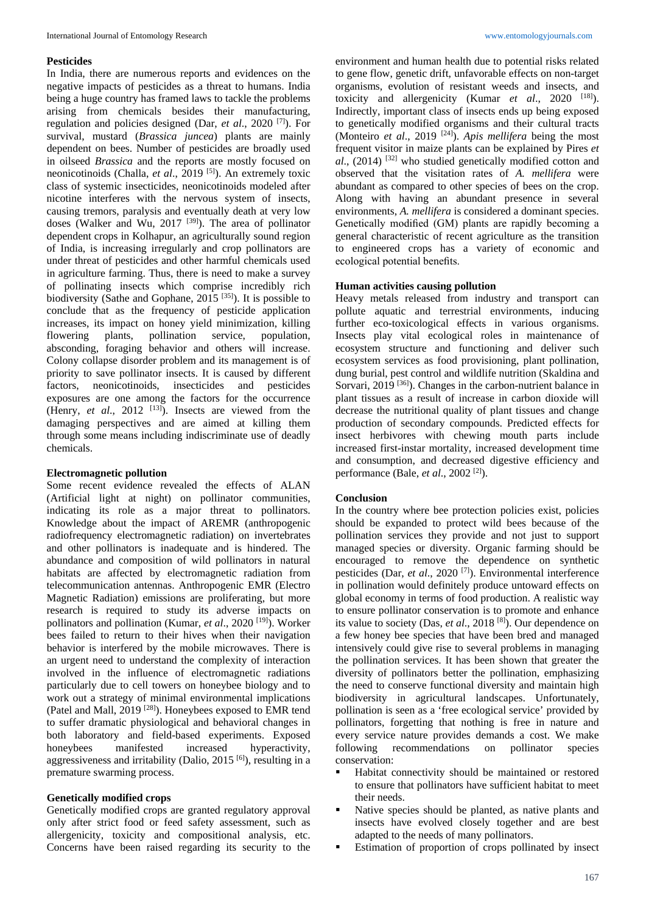**Pesticides**

In India, there are numerous reports and evidences on the negative impacts of pesticides as a threat to humans. India being a huge country has framed laws to tackle the problems arising from chemicals besides their manufacturing, regulation and policies designed (Dar, *et al*., 2020 [7]). For survival, mustard (*Brassica juncea*) plants are mainly dependent on bees. Number of pesticides are broadly used in oilseed *Brassica* and the reports are mostly focused on neonicotinoids (Challa, *et al*., 2019 [5]). An extremely toxic class of systemic insecticides, neonicotinoids modeled after nicotine interferes with the nervous system of insects, causing tremors, paralysis and eventually death at very low doses (Walker and Wu, 2017 [39]). The area of pollinator dependent crops in Kolhapur, an agriculturally sound region of India, is increasing irregularly and crop pollinators are under threat of pesticides and other harmful chemicals used in agriculture farming. Thus, there is need to make a survey of pollinating insects which comprise incredibly rich biodiversity (Sathe and Gophane, 2015 [35]). It is possible to conclude that as the frequency of pesticide application increases, its impact on honey yield minimization, killing flowering plants, pollination service, population, absconding, foraging behavior and others will increase. Colony collapse disorder problem and its management is of priority to save pollinator insects. It is caused by different factors, neonicotinoids, insecticides and pesticides exposures are one among the factors for the occurrence (Henry, *et al*., 2012 [13]). Insects are viewed from the damaging perspectives and are aimed at killing them through some means including indiscriminate use of deadly chemicals.

**Electromagnetic pollution**

Some recent evidence revealed the effects of ALAN (Artificial light at night) on pollinator communities, indicating its role as a major threat to pollinators. Knowledge about the impact of AREMR (anthropogenic radiofrequency electromagnetic radiation) on invertebrates and other pollinators is inadequate and is hindered. The abundance and composition of wild pollinators in natural habitats are affected by electromagnetic radiation from telecommunication antennas. Anthropogenic EMR (Electro Magnetic Radiation) emissions are proliferating, but more research is required to study its adverse impacts on pollinators and pollination (Kumar, *et al*., 2020 [19]). Worker bees failed to return to their hives when their navigation behavior is interfered by the mobile microwaves. There is an urgent need to understand the complexity of interaction involved in the influence of electromagnetic radiations particularly due to cell towers on honeybee biology and to work out a strategy of minimal environmental implications (Patel and Mall, 2019 [28]). Honeybees exposed to EMR tend to suffer dramatic physiological and behavioral changes in both laboratory and field-based experiments. Exposed honeybees manifested increased hyperactivity, aggressiveness and irritability (Dalio, 2015 [6]), resulting in a premature swarming process.

**Genetically modified crops**

Genetically modified crops are granted regulatory approval only after strict food or feed safety assessment, such as allergenicity, toxicity and compositional analysis, etc. Concerns have been raised regarding its security to the environment and human health due to potential risks related to gene flow, genetic drift, unfavorable effects on non-target organisms, evolution of resistant weeds and insects, and toxicity and allergenicity (Kumar *et al*., 2020 [18]). Indirectly, important class of insects ends up being exposed to genetically modified organisms and their cultural tracts (Monteiro *et al*., 2019 [24]). *Apis mellifera* being the most frequent visitor in maize plants can be explained by Pires *et al*., (2014) [32] who studied genetically modified cotton and observed that the visitation rates of *A. mellifera* were abundant as compared to other species of bees on the crop. Along with having an abundant presence in several environments, *A. mellifera* is considered a dominant species. Genetically modified (GM) plants are rapidly becoming a general characteristic of recent agriculture as the transition to engineered crops has a variety of economic and ecological potential benefits.

**Human activities causing pollution**

Heavy metals released from industry and transport can pollute aquatic and terrestrial environments, inducing further eco-toxicological effects in various organisms. Insects play vital ecological roles in maintenance of ecosystem structure and functioning and deliver such ecosystem services as food provisioning, plant pollination, dung burial, pest control and wildlife nutrition (Skaldina and Sorvari, 2019 [36]). Changes in the carbon-nutrient balance in plant tissues as a result of increase in carbon dioxide will decrease the nutritional quality of plant tissues and change production of secondary compounds. Predicted effects for insect herbivores with chewing mouth parts include increased first-instar mortality, increased development time and consumption, and decreased digestive efficiency and performance (Bale, *et al*., 2002 [2]).

**Conclusion**

In the country where bee protection policies exist, policies should be expanded to protect wild bees because of the pollination services they provide and not just to support managed species or diversity. Organic farming should be encouraged to remove the dependence on synthetic pesticides (Dar, *et al*., 2020 [7]). Environmental interference in pollination would definitely produce untoward effects on global economy in terms of food production. A realistic way to ensure pollinator conservation is to promote and enhance its value to society (Das, *et al*., 2018 [8]). Our dependence on a few honey bee species that have been bred and managed intensively could give rise to several problems in managing the pollination services. It has been shown that greater the diversity of pollinators better the pollination, emphasizing the need to conserve functional diversity and maintain high biodiversity in agricultural landscapes. Unfortunately, pollination is seen as a 'free ecological service' provided by pollinators, forgetting that nothing is free in nature and every service nature provides demands a cost. We make following recommendations on pollinator species conservation:

- Habitat connectivity should be maintained or restored to ensure that pollinators have sufficient habitat to meet their needs.
- Native species should be planted, as native plants and insects have evolved closely together and are best adapted to the needs of many pollinators.
- Estimation of proportion of crops pollinated by insect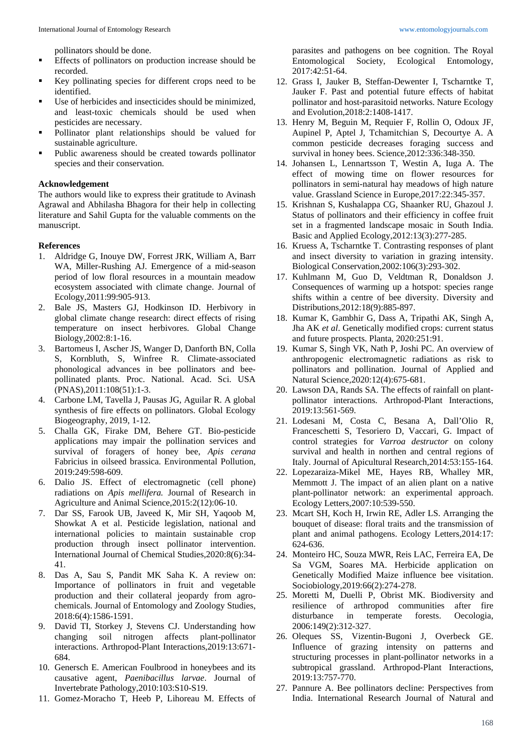pollinators should be done.

- Effects of pollinators on production increase should be recorded.
- Key pollinating species for different crops need to be identified.
- Use of herbicides and insecticides should be minimized, and least-toxic chemicals should be used when pesticides are necessary.
- Pollinator plant relationships should be valued for sustainable agriculture.
- Public awareness should be created towards pollinator species and their conservation.

**Acknowledgement**

The authors would like to express their gratitude to Avinash Agrawal and Abhilasha Bhagora for their help in collecting literature and Sahil Gupta for the valuable comments on the manuscript.

**References**

1. Aldridge G, Inouye DW, Forrest JRK, William A, Barr WA, Miller-Rushing AJ. Emergence of a mid-season period of low floral resources in a mountain meadow ecosystem associated with climate change. Journal of Ecology,2011:99:905-913.
2. Bale JS, Masters GJ, Hodkinson ID. Herbivory in global climate change research: direct effects of rising temperature on insect herbivores. Global Change Biology,2002:8:1-16.
3. Bartomeus I, Ascher JS, Wanger D, Danforth BN, Colla S, Kornbluth, S, Winfree R. Climate-associated phonological advances in bee pollinators and bee-pollinated plants. Proc. National. Acad. Sci. USA (PNAS),2011:108(51):1-3.
4. Carbone LM, Tavella J, Pausas JG, Aguilar R. A global synthesis of fire effects on pollinators. Global Ecology Biogeography, 2019, 1-12.
5. Challa GK, Firake DM, Behere GT. Bio-pesticide applications may impair the pollination services and survival of foragers of honey bee, *Apis cerana* Fabricius in oilseed brassica. Environmental Pollution, 2019:249:598-609.
6. Dalio JS. Effect of electromagnetic (cell phone) radiations on *Apis mellifera.* Journal of Research in Agriculture and Animal Science,2015:2(12):06-10.
7. Dar SS, Farook UB, Javeed K, Mir SH, Yaqoob M, Showkat A et al. Pesticide legislation, national and international policies to maintain sustainable crop production through insect pollinator intervention. International Journal of Chemical Studies,2020:8(6):34-41.
8. Das A, Sau S, Pandit MK Saha K. A review on: Importance of pollinators in fruit and vegetable production and their collateral jeopardy from agro-chemicals. Journal of Entomology and Zoology Studies, 2018:6(4):1586-1591.
9. David TI, Storkey J, Stevens CJ. Understanding how changing soil nitrogen affects plant-pollinator interactions. Arthropod-Plant Interactions,2019:13:671-684.
10. Genersch E. American Foulbrood in honeybees and its causative agent, *Paenibacillus larvae*. Journal of Invertebrate Pathology,2010:103:S10-S19.
11. Gomez-Moracho T, Heeb P, Lihoreau M. Effects of parasites and pathogens on bee cognition. The Royal Entomological Society, Ecological Entomology, 2017:42:51-64.
12. Grass I, Jauker B, Steffan-Dewenter I, Tscharntke T, Jauker F. Past and potential future effects of habitat pollinator and host-parasitoid networks. Nature Ecology and Evolution,2018:2:1408-1417.
13. Henry M, Beguin M, Requier F, Rollin O, Odoux JF, Aupinel P, Aptel J, Tchamitchian S, Decourtye A. A common pesticide decreases foraging success and survival in honey bees. Science,2012:336:348-350.
14. Johansen L, Lennartsson T, Westin A, Iuga A. The effect of mowing time on flower resources for pollinators in semi-natural hay meadows of high nature value. Grassland Science in Europe,2017:22:345-357.
15. Krishnan S, Kushalappa CG, Shaanker RU, Ghazoul J. Status of pollinators and their efficiency in coffee fruit set in a fragmented landscape mosaic in South India. Basic and Applied Ecology,2012:13(3):277-285.
16. Kruess A, Tscharntke T. Contrasting responses of plant and insect diversity to variation in grazing intensity. Biological Conservation,2002:106(3):293-302.
17. Kuhlmann M, Guo D, Veldtman R, Donaldson J. Consequences of warming up a hotspot: species range shifts within a centre of bee diversity. Diversity and Distributions,2012:18(9):885-897.
18. Kumar K, Gambhir G, Dass A, Tripathi AK, Singh A, Jha AK *et al*. Genetically modified crops: current status and future prospects. Planta, 2020:251:91.
19. Kumar S, Singh VK, Nath P, Joshi PC. An overview of anthropogenic electromagnetic radiations as risk to pollinators and pollination. Journal of Applied and Natural Science,2020:12(4):675-681.
20. Lawson DA, Rands SA. The effects of rainfall on plant-pollinator interactions. Arthropod-Plant Interactions, 2019:13:561-569.
21. Lodesani M, Costa C, Besana A, Dall'Olio R, Franceschetti S, Tesoriero D, Vaccari, G. Impact of control strategies for *Varroa destructor* on colony survival and health in northen and central regions of Italy. Journal of Apicultural Research,2014:53:155-164.
22. Lopezaraiza-Mikel ME, Hayes RB, Whalley MR, Memmott J. The impact of an alien plant on a native plant-pollinator network: an experimental approach. Ecology Letters,2007:10:539-550.
23. Mcart SH, Koch H, Irwin RE, Adler LS. Arranging the bouquet of disease: floral traits and the transmission of plant and animal pathogens. Ecology Letters,2014:17: 624-636.
24. Monteiro HC, Souza MWR, Reis LAC, Ferreira EA, De Sa VGM, Soares MA. Herbicide application on Genetically Modified Maize influence bee visitation. Sociobiology,2019:66(2):274-278.
25. Moretti M, Duelli P, Obrist MK. Biodiversity and resilience of arthropod communities after fire disturbance in temperate forests. Oecologia, 2006:149(2):312-327.
26. Oleques SS, Vizentin-Bugoni J, Overbeck GE. Influence of grazing intensity on patterns and structuring processes in plant-pollinator networks in a subtropical grassland. Arthropod-Plant Interactions, 2019:13:757-770.
27. Pannure A. Bee pollinators decline: Perspectives from India. International Research Journal of Natural and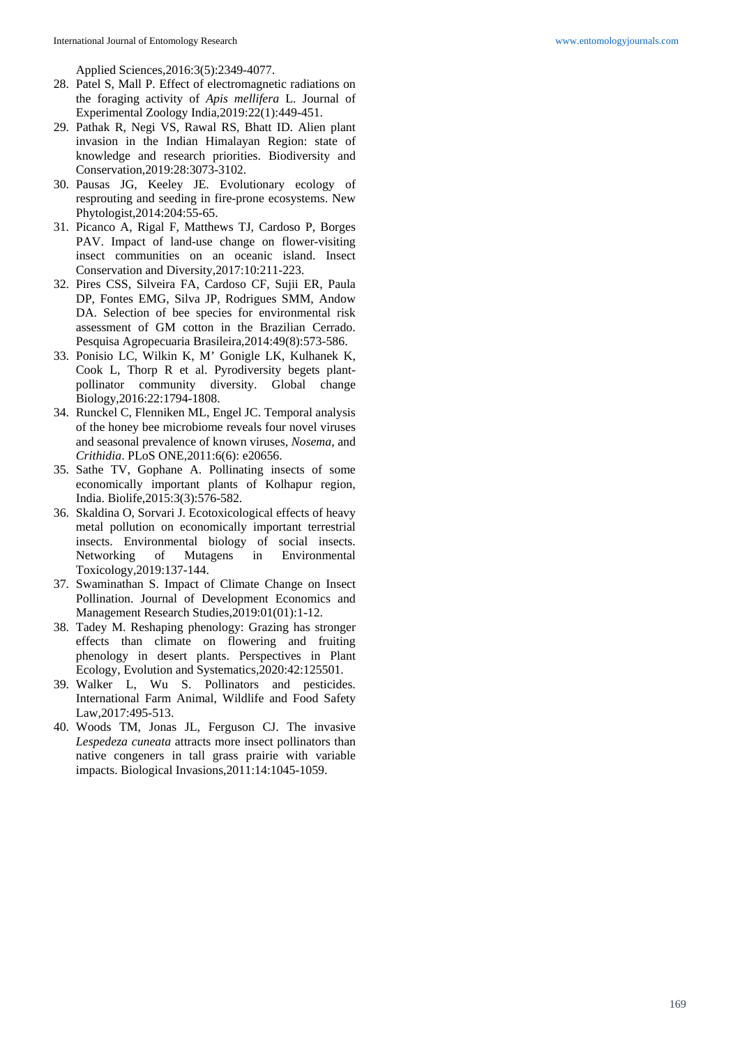Applied Sciences,2016:3(5):2349-4077.

28. Patel S, Mall P. Effect of electromagnetic radiations on the foraging activity of *Apis mellifera* L. Journal of Experimental Zoology India,2019:22(1):449-451.
29. Pathak R, Negi VS, Rawal RS, Bhatt ID. Alien plant invasion in the Indian Himalayan Region: state of knowledge and research priorities. Biodiversity and Conservation,2019:28:3073-3102.
30. Pausas JG, Keeley JE. Evolutionary ecology of resprouting and seeding in fire-prone ecosystems. New Phytologist,2014:204:55-65.
31. Picanco A, Rigal F, Matthews TJ, Cardoso P, Borges PAV. Impact of land-use change on flower-visiting insect communities on an oceanic island. Insect Conservation and Diversity,2017:10:211-223.
32. Pires CSS, Silveira FA, Cardoso CF, Sujii ER, Paula DP, Fontes EMG, Silva JP, Rodrigues SMM, Andow DA. Selection of bee species for environmental risk assessment of GM cotton in the Brazilian Cerrado. Pesquisa Agropecuaria Brasileira,2014:49(8):573-586.
33. Ponisio LC, Wilkin K, M' Gonigle LK, Kulhanek K, Cook L, Thorp R et al. Pyrodiversity begets plant-pollinator community diversity. Global change Biology,2016:22:1794-1808.
34. Runckel C, Flenniken ML, Engel JC. Temporal analysis of the honey bee microbiome reveals four novel viruses and seasonal prevalence of known viruses, *Nosema*, and *Crithidia*. PLoS ONE,2011:6(6): e20656.
35. Sathe TV, Gophane A. Pollinating insects of some economically important plants of Kolhapur region, India. Biolife,2015:3(3):576-582.
36. Skaldina O, Sorvari J. Ecotoxicological effects of heavy metal pollution on economically important terrestrial insects. Environmental biology of social insects. Networking of Mutagens in Environmental Toxicology,2019:137-144.
37. Swaminathan S. Impact of Climate Change on Insect Pollination. Journal of Development Economics and Management Research Studies,2019:01(01):1-12.
38. Tadey M. Reshaping phenology: Grazing has stronger effects than climate on flowering and fruiting phenology in desert plants. Perspectives in Plant Ecology, Evolution and Systematics,2020:42:125501.
39. Walker L, Wu S. Pollinators and pesticides. International Farm Animal, Wildlife and Food Safety Law,2017:495-513.
40. Woods TM, Jonas JL, Ferguson CJ. The invasive *Lespedeza cuneata* attracts more insect pollinators than native congeners in tall grass prairie with variable impacts. Biological Invasions,2011:14:1045-1059.